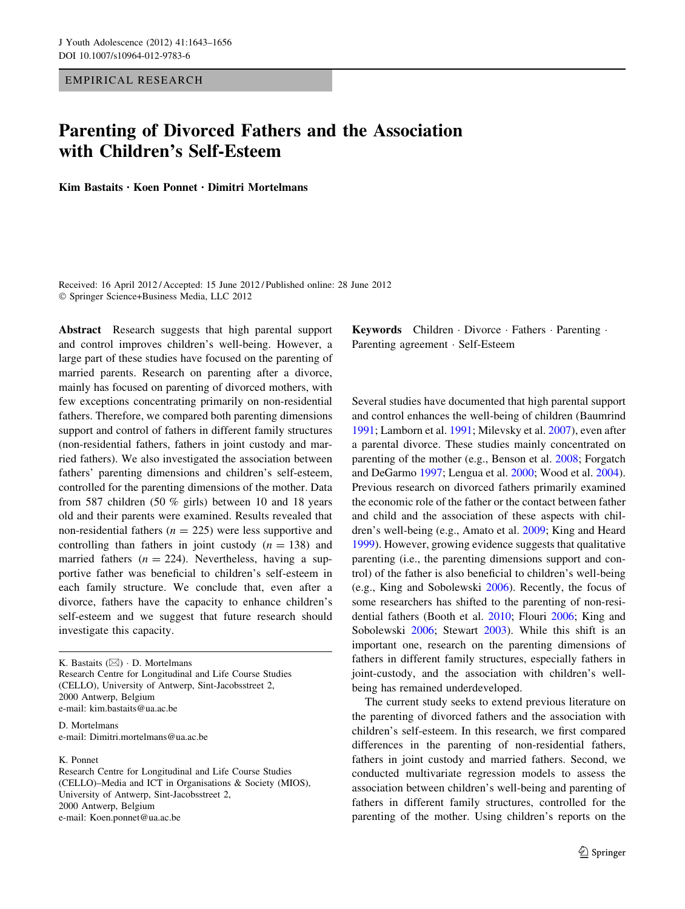EMPIRICAL RESEARCH

# Parenting of Divorced Fathers and the Association with Children's Self-Esteem

**Kim Bastaits · Koen Ponnet · Dimitri Mortelmans**

Received: 16 April 2012 / Accepted: 15 June 2012 / Published online: 28 June 2012
© Springer Science+Business Media, LLC 2012

**Abstract** Research suggests that high parental support and control improves children's well-being. However, a large part of these studies have focused on the parenting of married parents. Research on parenting after a divorce, mainly has focused on parenting of divorced mothers, with few exceptions concentrating primarily on non-residential fathers. Therefore, we compared both parenting dimensions support and control of fathers in different family structures (non-residential fathers, fathers in joint custody and married fathers). We also investigated the association between fathers' parenting dimensions and children's self-esteem, controlled for the parenting dimensions of the mother. Data from 587 children (50 % girls) between 10 and 18 years old and their parents were examined. Results revealed that non-residential fathers ($n = 225$) were less supportive and controlling than fathers in joint custody ($n = 138$) and married fathers ($n = 224$). Nevertheless, having a supportive father was beneficial to children's self-esteem in each family structure. We conclude that, even after a divorce, fathers have the capacity to enhance children's self-esteem and we suggest that future research should investigate this capacity.

**Keywords** Children · Divorce · Fathers · Parenting · Parenting agreement · Self-Esteem

K. Bastaits (✉) · D. Mortelmans
Research Centre for Longitudinal and Life Course Studies (CELLO), University of Antwerp, Sint-Jacobsstreet 2, 2000 Antwerp, Belgium
e-mail: kim.bastaits@ua.ac.be

D. Mortelmans
e-mail: Dimitri.mortelmans@ua.ac.be

K. Ponnet
Research Centre for Longitudinal and Life Course Studies (CELLO)–Media and ICT in Organisations & Society (MIOS), University of Antwerp, Sint-Jacobsstreet 2, 2000 Antwerp, Belgium
e-mail: Koen.ponnet@ua.ac.be

Several studies have documented that high parental support and control enhances the well-being of children (Baumrind 1991; Lamborn et al. 1991; Milevsky et al. 2007), even after a parental divorce. These studies mainly concentrated on parenting of the mother (e.g., Benson et al. 2008; Forgatch and DeGarmo 1997; Lengua et al. 2000; Wood et al. 2004). Previous research on divorced fathers primarily examined the economic role of the father or the contact between father and child and the association of these aspects with children's well-being (e.g., Amato et al. 2009; King and Heard 1999). However, growing evidence suggests that qualitative parenting (i.e., the parenting dimensions support and control) of the father is also beneficial to children's well-being (e.g., King and Sobolewski 2006). Recently, the focus of some researchers has shifted to the parenting of non-residential fathers (Booth et al. 2010; Flouri 2006; King and Sobolewski 2006; Stewart 2003). While this shift is an important one, research on the parenting dimensions of fathers in different family structures, especially fathers in joint-custody, and the association with children's well-being has remained underdeveloped.

The current study seeks to extend previous literature on the parenting of divorced fathers and the association with children's self-esteem. In this research, we first compared differences in the parenting of non-residential fathers, fathers in joint custody and married fathers. Second, we conducted multivariate regression models to assess the association between children's well-being and parenting of fathers in different family structures, controlled for the parenting of the mother. Using children's reports on the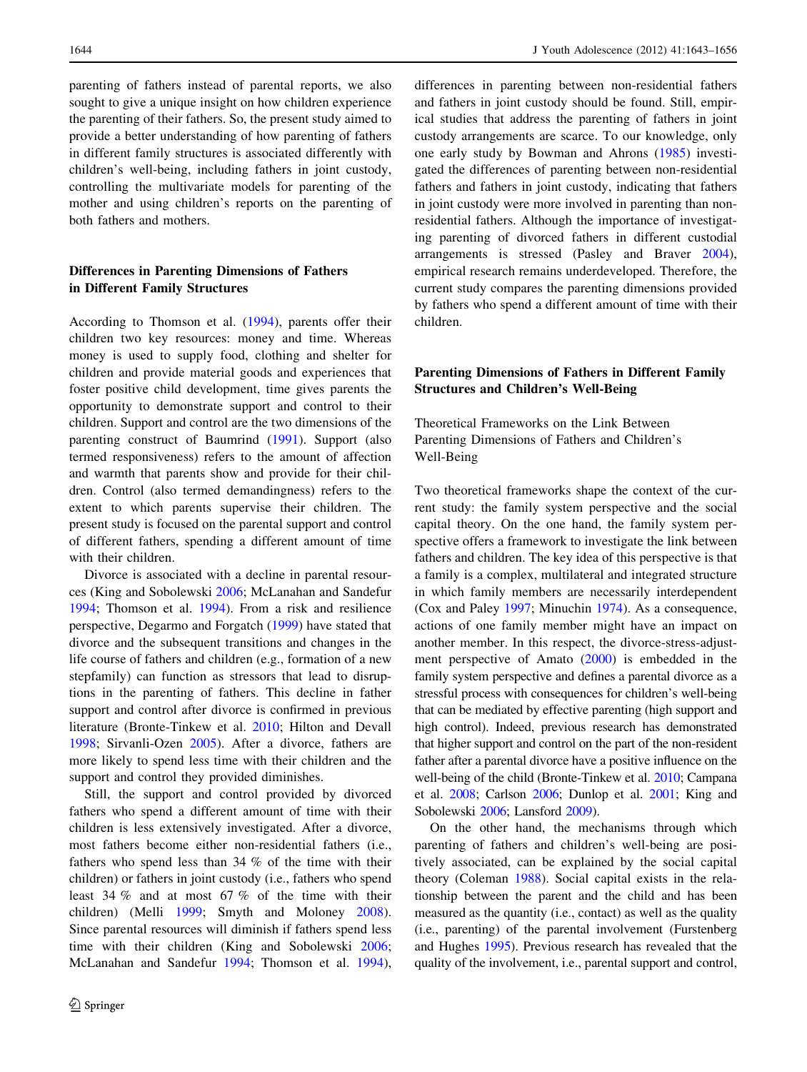parenting of fathers instead of parental reports, we also sought to give a unique insight on how children experience the parenting of their fathers. So, the present study aimed to provide a better understanding of how parenting of fathers in different family structures is associated differently with children's well-being, including fathers in joint custody, controlling the multivariate models for parenting of the mother and using children's reports on the parenting of both fathers and mothers.

## Differences in Parenting Dimensions of Fathers in Different Family Structures

According to Thomson et al. (1994), parents offer their children two key resources: money and time. Whereas money is used to supply food, clothing and shelter for children and provide material goods and experiences that foster positive child development, time gives parents the opportunity to demonstrate support and control to their children. Support and control are the two dimensions of the parenting construct of Baumrind (1991). Support (also termed responsiveness) refers to the amount of affection and warmth that parents show and provide for their children. Control (also termed demandingness) refers to the extent to which parents supervise their children. The present study is focused on the parental support and control of different fathers, spending a different amount of time with their children.

Divorce is associated with a decline in parental resources (King and Sobolewski 2006; McLanahan and Sandefur 1994; Thomson et al. 1994). From a risk and resilience perspective, Degarmo and Forgatch (1999) have stated that divorce and the subsequent transitions and changes in the life course of fathers and children (e.g., formation of a new stepfamily) can function as stressors that lead to disruptions in the parenting of fathers. This decline in father support and control after divorce is confirmed in previous literature (Bronte-Tinkew et al. 2010; Hilton and Devall 1998; Sirvanli-Ozen 2005). After a divorce, fathers are more likely to spend less time with their children and the support and control they provided diminishes.

Still, the support and control provided by divorced fathers who spend a different amount of time with their children is less extensively investigated. After a divorce, most fathers become either non-residential fathers (i.e., fathers who spend less than 34 % of the time with their children) or fathers in joint custody (i.e., fathers who spend least 34 % and at most 67 % of the time with their children) (Melli 1999; Smyth and Moloney 2008). Since parental resources will diminish if fathers spend less time with their children (King and Sobolewski 2006; McLanahan and Sandefur 1994; Thomson et al. 1994), differences in parenting between non-residential fathers and fathers in joint custody should be found. Still, empirical studies that address the parenting of fathers in joint custody arrangements are scarce. To our knowledge, only one early study by Bowman and Ahrons (1985) investigated the differences of parenting between non-residential fathers and fathers in joint custody, indicating that fathers in joint custody were more involved in parenting than non-residential fathers. Although the importance of investigating parenting of divorced fathers in different custodial arrangements is stressed (Pasley and Braver 2004), empirical research remains underdeveloped. Therefore, the current study compares the parenting dimensions provided by fathers who spend a different amount of time with their children.

## Parenting Dimensions of Fathers in Different Family Structures and Children's Well-Being

### Theoretical Frameworks on the Link Between Parenting Dimensions of Fathers and Children's Well-Being

Two theoretical frameworks shape the context of the current study: the family system perspective and the social capital theory. On the one hand, the family system perspective offers a framework to investigate the link between fathers and children. The key idea of this perspective is that a family is a complex, multilateral and integrated structure in which family members are necessarily interdependent (Cox and Paley 1997; Minuchin 1974). As a consequence, actions of one family member might have an impact on another member. In this respect, the divorce-stress-adjustment perspective of Amato (2000) is embedded in the family system perspective and defines a parental divorce as a stressful process with consequences for children's well-being that can be mediated by effective parenting (high support and high control). Indeed, previous research has demonstrated that higher support and control on the part of the non-resident father after a parental divorce have a positive influence on the well-being of the child (Bronte-Tinkew et al. 2010; Campana et al. 2008; Carlson 2006; Dunlop et al. 2001; King and Sobolewski 2006; Lansford 2009).

On the other hand, the mechanisms through which parenting of fathers and children's well-being are positively associated, can be explained by the social capital theory (Coleman 1988). Social capital exists in the relationship between the parent and the child and has been measured as the quantity (i.e., contact) as well as the quality (i.e., parenting) of the parental involvement (Furstenberg and Hughes 1995). Previous research has revealed that the quality of the involvement, i.e., parental support and control,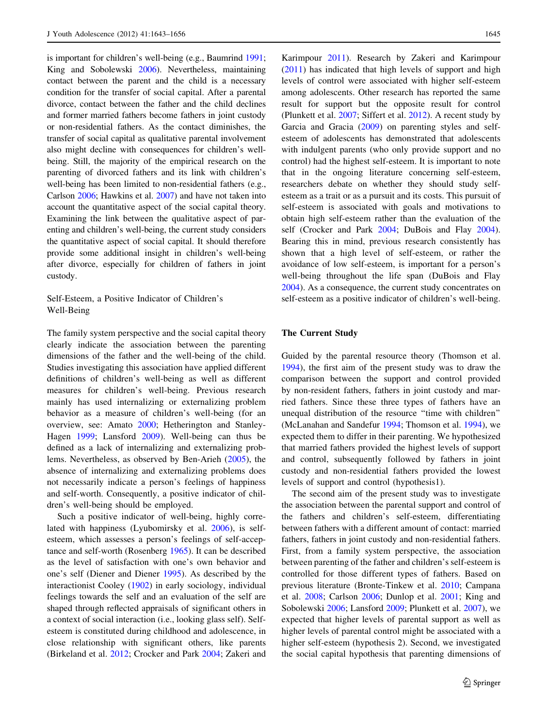is important for children's well-being (e.g., Baumrind 1991; King and Sobolewski 2006). Nevertheless, maintaining contact between the parent and the child is a necessary condition for the transfer of social capital. After a parental divorce, contact between the father and the child declines and former married fathers become fathers in joint custody or non-residential fathers. As the contact diminishes, the transfer of social capital as qualitative parental involvement also might decline with consequences for children's well-being. Still, the majority of the empirical research on the parenting of divorced fathers and its link with children's well-being has been limited to non-residential fathers (e.g., Carlson 2006; Hawkins et al. 2007) and have not taken into account the quantitative aspect of the social capital theory. Examining the link between the qualitative aspect of parenting and children's well-being, the current study considers the quantitative aspect of social capital. It should therefore provide some additional insight in children's well-being after divorce, especially for children of fathers in joint custody.

### Self-Esteem, a Positive Indicator of Children's Well-Being

The family system perspective and the social capital theory clearly indicate the association between the parenting dimensions of the father and the well-being of the child. Studies investigating this association have applied different definitions of children's well-being as well as different measures for children's well-being. Previous research mainly has used internalizing or externalizing problem behavior as a measure of children's well-being (for an overview, see: Amato 2000; Hetherington and Stanley-Hagen 1999; Lansford 2009). Well-being can thus be defined as a lack of internalizing and externalizing problems. Nevertheless, as observed by Ben-Arieh (2005), the absence of internalizing and externalizing problems does not necessarily indicate a person's feelings of happiness and self-worth. Consequently, a positive indicator of children's well-being should be employed.

Such a positive indicator of well-being, highly correlated with happiness (Lyubomirsky et al. 2006), is self-esteem, which assesses a person's feelings of self-acceptance and self-worth (Rosenberg 1965). It can be described as the level of satisfaction with one's own behavior and one's self (Diener and Diener 1995). As described by the interactionist Cooley (1902) in early sociology, individual feelings towards the self and an evaluation of the self are shaped through reflected appraisals of significant others in a context of social interaction (i.e., looking glass self). Self-esteem is constituted during childhood and adolescence, in close relationship with significant others, like parents (Birkeland et al. 2012; Crocker and Park 2004; Zakeri and Karimpour 2011). Research by Zakeri and Karimpour (2011) has indicated that high levels of support and high levels of control were associated with higher self-esteem among adolescents. Other research has reported the same result for support but the opposite result for control (Plunkett et al. 2007; Siffert et al. 2012). A recent study by Garcia and Gracia (2009) on parenting styles and self-esteem of adolescents has demonstrated that adolescents with indulgent parents (who only provide support and no control) had the highest self-esteem. It is important to note that in the ongoing literature concerning self-esteem, researchers debate on whether they should study self-esteem as a trait or as a pursuit and its costs. This pursuit of self-esteem is associated with goals and motivations to obtain high self-esteem rather than the evaluation of the self (Crocker and Park 2004; DuBois and Flay 2004). Bearing this in mind, previous research consistently has shown that a high level of self-esteem, or rather the avoidance of low self-esteem, is important for a person's well-being throughout the life span (DuBois and Flay 2004). As a consequence, the current study concentrates on self-esteem as a positive indicator of children's well-being.

## The Current Study

Guided by the parental resource theory (Thomson et al. 1994), the first aim of the present study was to draw the comparison between the support and control provided by non-resident fathers, fathers in joint custody and married fathers. Since these three types of fathers have an unequal distribution of the resource "time with children" (McLanahan and Sandefur 1994; Thomson et al. 1994), we expected them to differ in their parenting. We hypothesized that married fathers provided the highest levels of support and control, subsequently followed by fathers in joint custody and non-residential fathers provided the lowest levels of support and control (hypothesis1).

The second aim of the present study was to investigate the association between the parental support and control of the fathers and children's self-esteem, differentiating between fathers with a different amount of contact: married fathers, fathers in joint custody and non-residential fathers. First, from a family system perspective, the association between parenting of the father and children's self-esteem is controlled for those three different types of fathers. Based on previous literature (Bronte-Tinkew et al. 2010; Campana et al. 2008; Carlson 2006; Dunlop et al. 2001; King and Sobolewski 2006; Lansford 2009; Plunkett et al. 2007), we expected that higher levels of parental support as well as higher levels of parental control might be associated with a higher self-esteem (hypothesis 2). Second, we investigated the social capital hypothesis that parenting dimensions of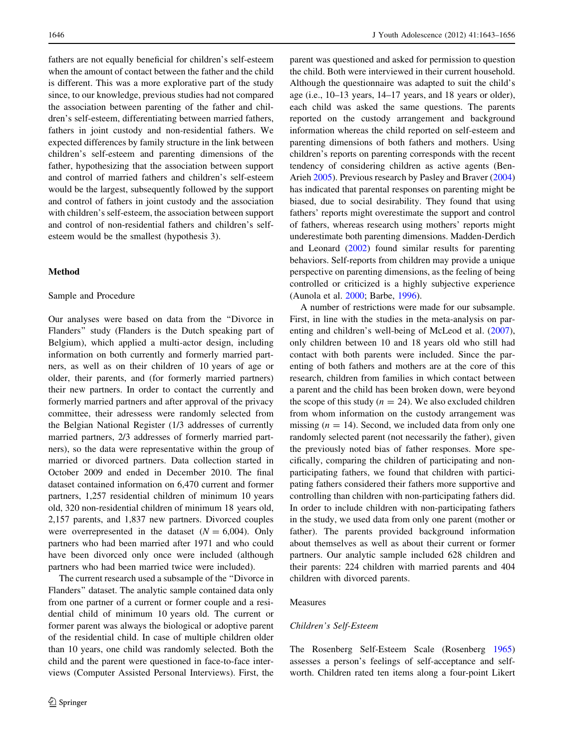fathers are not equally beneficial for children's self-esteem when the amount of contact between the father and the child is different. This was a more explorative part of the study since, to our knowledge, previous studies had not compared the association between parenting of the father and children's self-esteem, differentiating between married fathers, fathers in joint custody and non-residential fathers. We expected differences by family structure in the link between children's self-esteem and parenting dimensions of the father, hypothesizing that the association between support and control of married fathers and children's self-esteem would be the largest, subsequently followed by the support and control of fathers in joint custody and the association with children's self-esteem, the association between support and control of non-residential fathers and children's self-esteem would be the smallest (hypothesis 3).

## Method

### Sample and Procedure

Our analyses were based on data from the "Divorce in Flanders" study (Flanders is the Dutch speaking part of Belgium), which applied a multi-actor design, including information on both currently and formerly married partners, as well as on their children of 10 years of age or older, their parents, and (for formerly married partners) their new partners. In order to contact the currently and formerly married partners and after approval of the privacy committee, their adresse​ss were randomly selected from the Belgian National Register (1/3 addresses of currently married partners, 2/3 addresses of formerly married partners), so the data were representative within the group of married or divorced partners. Data collection started in October 2009 and ended in December 2010. The final dataset contained information on 6,470 current and former partners, 1,257 residential children of minimum 10 years old, 320 non-residential children of minimum 18 years old, 2,157 parents, and 1,837 new partners. Divorced couples were overrepresented in the dataset ($N = 6{,}004$). Only partners who had been married after 1971 and who could have been divorced only once were included (although partners who had been married twice were included).

The current research used a subsample of the "Divorce in Flanders" dataset. The analytic sample contained data only from one partner of a current or former couple and a residential child of minimum 10 years old. The current or former parent was always the biological or adoptive parent of the residential child. In case of multiple children older than 10 years, one child was randomly selected. Both the child and the parent were questioned in face-to-face interviews (Computer Assisted Personal Interviews). First, the parent was questioned and asked for permission to question the child. Both were interviewed in their current household. Although the questionnaire was adapted to suit the child's age (i.e., 10–13 years, 14–17 years, and 18 years or older), each child was asked the same questions. The parents reported on the custody arrangement and background information whereas the child reported on self-esteem and parenting dimensions of both fathers and mothers. Using children's reports on parenting corresponds with the recent tendency of considering children as active agents (Ben-Arieh 2005). Previous research by Pasley and Braver (2004) has indicated that parental responses on parenting might be biased, due to social desirability. They found that using fathers' reports might overestimate the support and control of fathers, whereas research using mothers' reports might underestimate both parenting dimensions. Madden-Derdich and Leonard (2002) found similar results for parenting behaviors. Self-reports from children may provide a unique perspective on parenting dimensions, as the feeling of being controlled or criticized is a highly subjective experience (Aunola et al. 2000; Barbe, 1996).

A number of restrictions were made for our subsample. First, in line with the studies in the meta-analysis on parenting and children's well-being of McLeod et al. (2007), only children between 10 and 18 years old who still had contact with both parents were included. Since the parenting of both fathers and mothers are at the core of this research, children from families in which contact between a parent and the child has been broken down, were beyond the scope of this study ($n = 24$). We also excluded children from whom information on the custody arrangement was missing ($n = 14$). Second, we included data from only one randomly selected parent (not necessarily the father), given the previously noted bias of father responses. More specifically, comparing the children of participating and non-participating fathers, we found that children with participating fathers considered their fathers more supportive and controlling than children with non-participating fathers did. In order to include children with non-participating fathers in the study, we used data from only one parent (mother or father). The parents provided background information about themselves as well as about their current or former partners. Our analytic sample included 628 children and their parents: 224 children with married parents and 404 children with divorced parents.

### Measures

#### *Children's Self-Esteem*

The Rosenberg Self-Esteem Scale (Rosenberg 1965) assesses a person's feelings of self-acceptance and self-worth. Children rated ten items along a four-point Likert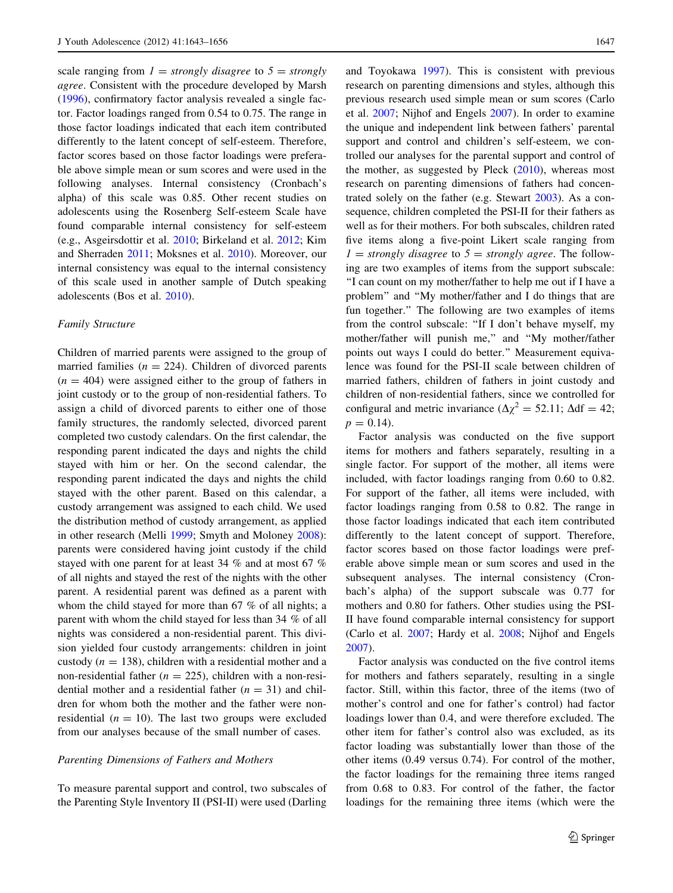scale ranging from *1 = strongly disagree* to *5 = strongly agree*. Consistent with the procedure developed by Marsh (1996), confirmatory factor analysis revealed a single factor. Factor loadings ranged from 0.54 to 0.75. The range in those factor loadings indicated that each item contributed differently to the latent concept of self-esteem. Therefore, factor scores based on those factor loadings were preferable above simple mean or sum scores and were used in the following analyses. Internal consistency (Cronbach's alpha) of this scale was 0.85. Other recent studies on adolescents using the Rosenberg Self-esteem Scale have found comparable internal consistency for self-esteem (e.g., Asgeirsdottir et al. 2010; Birkeland et al. 2012; Kim and Sherraden 2011; Moksnes et al. 2010). Moreover, our internal consistency was equal to the internal consistency of this scale used in another sample of Dutch speaking adolescents (Bos et al. 2010).

### Family Structure

Children of married parents were assigned to the group of married families ($n = 224$). Children of divorced parents ($n = 404$) were assigned either to the group of fathers in joint custody or to the group of non-residential fathers. To assign a child of divorced parents to either one of those family structures, the randomly selected, divorced parent completed two custody calendars. On the first calendar, the responding parent indicated the days and nights the child stayed with him or her. On the second calendar, the responding parent indicated the days and nights the child stayed with the other parent. Based on this calendar, a custody arrangement was assigned to each child. We used the distribution method of custody arrangement, as applied in other research (Melli 1999; Smyth and Moloney 2008): parents were considered having joint custody if the child stayed with one parent for at least 34 % and at most 67 % of all nights and stayed the rest of the nights with the other parent. A residential parent was defined as a parent with whom the child stayed for more than 67 % of all nights; a parent with whom the child stayed for less than 34 % of all nights was considered a non-residential parent. This division yielded four custody arrangements: children in joint custody ($n = 138$), children with a residential mother and a non-residential father ($n = 225$), children with a non-residential mother and a residential father ($n = 31$) and children for whom both the mother and the father were non-residential ($n = 10$). The last two groups were excluded from our analyses because of the small number of cases.

### Parenting Dimensions of Fathers and Mothers

To measure parental support and control, two subscales of the Parenting Style Inventory II (PSI-II) were used (Darling and Toyokawa 1997). This is consistent with previous research on parenting dimensions and styles, although this previous research used simple mean or sum scores (Carlo et al. 2007; Nijhof and Engels 2007). In order to examine the unique and independent link between fathers' parental support and control and children's self-esteem, we controlled our analyses for the parental support and control of the mother, as suggested by Pleck (2010), whereas most research on parenting dimensions of fathers had concentrated solely on the father (e.g. Stewart 2003). As a consequence, children completed the PSI-II for their fathers as well as for their mothers. For both subscales, children rated five items along a five-point Likert scale ranging from *1 = strongly disagree* to *5 = strongly agree*. The following are two examples of items from the support subscale: "I can count on my mother/father to help me out if I have a problem" and "My mother/father and I do things that are fun together." The following are two examples of items from the control subscale: "If I don't behave myself, my mother/father will punish me," and "My mother/father points out ways I could do better." Measurement equivalence was found for the PSI-II scale between children of married fathers, children of fathers in joint custody and children of non-residential fathers, since we controlled for configural and metric invariance ($\Delta\chi^2 = 52.11$; $\Delta df = 42$; $p = 0.14$).

Factor analysis was conducted on the five support items for mothers and fathers separately, resulting in a single factor. For support of the mother, all items were included, with factor loadings ranging from 0.60 to 0.82. For support of the father, all items were included, with factor loadings ranging from 0.58 to 0.82. The range in those factor loadings indicated that each item contributed differently to the latent concept of support. Therefore, factor scores based on those factor loadings were preferable above simple mean or sum scores and used in the subsequent analyses. The internal consistency (Cronbach's alpha) of the support subscale was 0.77 for mothers and 0.80 for fathers. Other studies using the PSI-II have found comparable internal consistency for support (Carlo et al. 2007; Hardy et al. 2008; Nijhof and Engels 2007).

Factor analysis was conducted on the five control items for mothers and fathers separately, resulting in a single factor. Still, within this factor, three of the items (two of mother's control and one for father's control) had factor loadings lower than 0.4, and were therefore excluded. The other item for father's control also was excluded, as its factor loading was substantially lower than those of the other items (0.49 versus 0.74). For control of the mother, the factor loadings for the remaining three items ranged from 0.68 to 0.83. For control of the father, the factor loadings for the remaining three items (which were the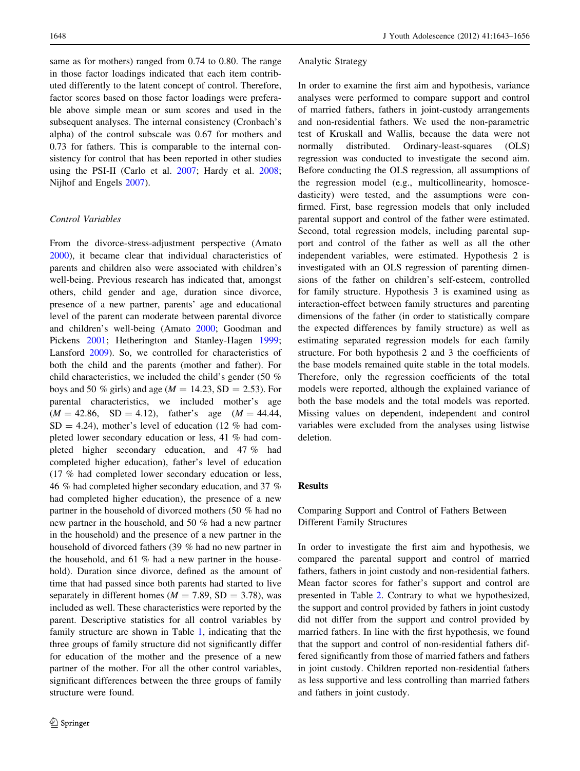same as for mothers) ranged from 0.74 to 0.80. The range in those factor loadings indicated that each item contributed differently to the latent concept of control. Therefore, factor scores based on those factor loadings were preferable above simple mean or sum scores and used in the subsequent analyses. The internal consistency (Cronbach's alpha) of the control subscale was 0.67 for mothers and 0.73 for fathers. This is comparable to the internal consistency for control that has been reported in other studies using the PSI-II (Carlo et al. 2007; Hardy et al. 2008; Nijhof and Engels 2007).

### *Control Variables*

From the divorce-stress-adjustment perspective (Amato 2000), it became clear that individual characteristics of parents and children also were associated with children's well-being. Previous research has indicated that, amongst others, child gender and age, duration since divorce, presence of a new partner, parents' age and educational level of the parent can moderate between parental divorce and children's well-being (Amato 2000; Goodman and Pickens 2001; Hetherington and Stanley-Hagen 1999; Lansford 2009). So, we controlled for characteristics of both the child and the parents (mother and father). For child characteristics, we included the child's gender (50 % boys and 50 % girls) and age ($M = 14.23$, $SD = 2.53$). For parental characteristics, we included mother's age ($M = 42.86$, $SD = 4.12$), father's age ($M = 44.44$, $SD = 4.24$), mother's level of education (12 % had completed lower secondary education or less, 41 % had completed higher secondary education, and 47 % had completed higher education), father's level of education (17 % had completed lower secondary education or less, 46 % had completed higher secondary education, and 37 % had completed higher education), the presence of a new partner in the household of divorced mothers (50 % had no new partner in the household, and 50 % had a new partner in the household) and the presence of a new partner in the household of divorced fathers (39 % had no new partner in the household, and 61 % had a new partner in the household). Duration since divorce, defined as the amount of time that had passed since both parents had started to live separately in different homes ($M = 7.89$, $SD = 3.78$), was included as well. These characteristics were reported by the parent. Descriptive statistics for all control variables by family structure are shown in Table 1, indicating that the three groups of family structure did not significantly differ for education of the mother and the presence of a new partner of the mother. For all the other control variables, significant differences between the three groups of family structure were found.

### Analytic Strategy

In order to examine the first aim and hypothesis, variance analyses were performed to compare support and control of married fathers, fathers in joint-custody arrangements and non-residential fathers. We used the non-parametric test of Kruskall and Wallis, because the data were not normally distributed. Ordinary-least-squares (OLS) regression was conducted to investigate the second aim. Before conducting the OLS regression, all assumptions of the regression model (e.g., multicollinearity, homoscedasticity) were tested, and the assumptions were confirmed. First, base regression models that only included parental support and control of the father were estimated. Second, total regression models, including parental support and control of the father as well as all the other independent variables, were estimated. Hypothesis 2 is investigated with an OLS regression of parenting dimensions of the father on children's self-esteem, controlled for family structure. Hypothesis 3 is examined using as interaction-effect between family structures and parenting dimensions of the father (in order to statistically compare the expected differences by family structure) as well as estimating separated regression models for each family structure. For both hypothesis 2 and 3 the coefficients of the base models remained quite stable in the total models. Therefore, only the regression coefficients of the total models were reported, although the explained variance of both the base models and the total models was reported. Missing values on dependent, independent and control variables were excluded from the analyses using listwise deletion.

## Results

### Comparing Support and Control of Fathers Between Different Family Structures

In order to investigate the first aim and hypothesis, we compared the parental support and control of married fathers, fathers in joint custody and non-residential fathers. Mean factor scores for father's support and control are presented in Table 2. Contrary to what we hypothesized, the support and control provided by fathers in joint custody did not differ from the support and control provided by married fathers. In line with the first hypothesis, we found that the support and control of non-residential fathers differed significantly from those of married fathers and fathers in joint custody. Children reported non-residential fathers as less supportive and less controlling than married fathers and fathers in joint custody.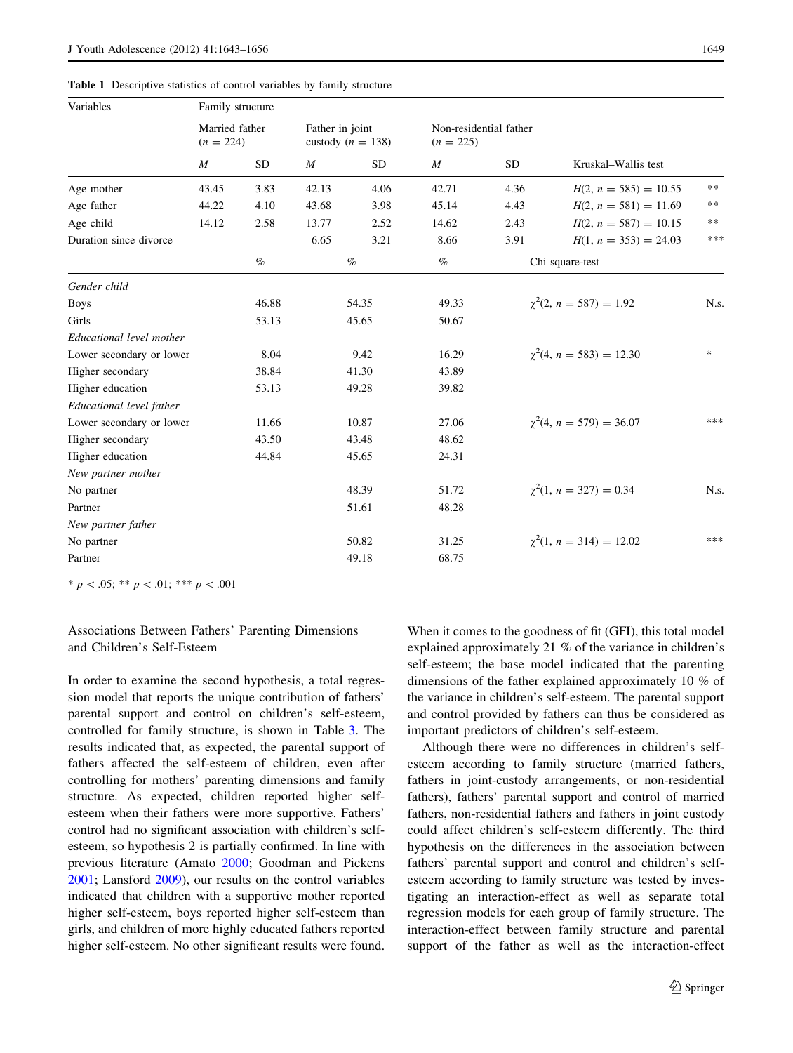**Table 1** Descriptive statistics of control variables by family structure

| Variables | Family structure | | | | | | | |
|---|---|---|---|---|---|---|---|---|
| | Married father ($n$ = 224) | | Father in joint custody ($n$ = 138) | | Non-residential father ($n$ = 225) | | | |
| | $M$ | SD | $M$ | SD | $M$ | SD | Kruskal–Wallis test | |
| Age mother | 43.45 | 3.83 | 42.13 | 4.06 | 42.71 | 4.36 | $H(2, n = 585) = 10.55$ | ** |
| Age father | 44.22 | 4.10 | 43.68 | 3.98 | 45.14 | 4.43 | $H(2, n = 581) = 11.69$ | ** |
| Age child | 14.12 | 2.58 | 13.77 | 2.52 | 14.62 | 2.43 | $H(2, n = 587) = 10.15$ | ** |
| Duration since divorce | | | 6.65 | 3.21 | 8.66 | 3.91 | $H(1, n = 353) = 24.03$ | *** |
| | % | | % | | % | | Chi square-test | |
| *Gender child* | | | | | | | | |
| Boys | 46.88 | | 54.35 | | 49.33 | | $\chi^2(2, n = 587) = 1.92$ | N.s. |
| Girls | 53.13 | | 45.65 | | 50.67 | | | |
| *Educational level mother* | | | | | | | | |
| Lower secondary or lower | 8.04 | | 9.42 | | 16.29 | | $\chi^2(4, n = 583) = 12.30$ | * |
| Higher secondary | 38.84 | | 41.30 | | 43.89 | | | |
| Higher education | 53.13 | | 49.28 | | 39.82 | | | |
| *Educational level father* | | | | | | | | |
| Lower secondary or lower | 11.66 | | 10.87 | | 27.06 | | $\chi^2(4, n = 579) = 36.07$ | *** |
| Higher secondary | 43.50 | | 43.48 | | 48.62 | | | |
| Higher education | 44.84 | | 45.65 | | 24.31 | | | |
| *New partner mother* | | | | | | | | |
| No partner | | | 48.39 | | 51.72 | | $\chi^2(1, n = 327) = 0.34$ | N.s. |
| Partner | | | 51.61 | | 48.28 | | | |
| *New partner father* | | | | | | | | |
| No partner | | | 50.82 | | 31.25 | | $\chi^2(1, n = 314) = 12.02$ | *** |
| Partner | | | 49.18 | | 68.75 | | | |

* $p < .05$; ** $p < .01$; *** $p < .001$

Associations Between Fathers' Parenting Dimensions and Children's Self-Esteem

In order to examine the second hypothesis, a total regression model that reports the unique contribution of fathers' parental support and control on children's self-esteem, controlled for family structure, is shown in Table 3. The results indicated that, as expected, the parental support of fathers affected the self-esteem of children, even after controlling for mothers' parenting dimensions and family structure. As expected, children reported higher self-esteem when their fathers were more supportive. Fathers' control had no significant association with children's self-esteem, so hypothesis 2 is partially confirmed. In line with previous literature (Amato 2000; Goodman and Pickens 2001; Lansford 2009), our results on the control variables indicated that children with a supportive mother reported higher self-esteem, boys reported higher self-esteem than girls, and children of more highly educated fathers reported higher self-esteem. No other significant results were found. When it comes to the goodness of fit (GFI), this total model explained approximately 21 % of the variance in children's self-esteem; the base model indicated that the parenting dimensions of the father explained approximately 10 % of the variance in children's self-esteem. The parental support and control provided by fathers can thus be considered as important predictors of children's self-esteem.

Although there were no differences in children's self-esteem according to family structure (married fathers, fathers in joint-custody arrangements, or non-residential fathers), fathers' parental support and control of married fathers, non-residential fathers and fathers in joint custody could affect children's self-esteem differently. The third hypothesis on the differences in the association between fathers' parental support and control and children's self-esteem according to family structure was tested by investigating an interaction-effect as well as separate total regression models for each group of family structure. The interaction-effect between family structure and parental support of the father as well as the interaction-effect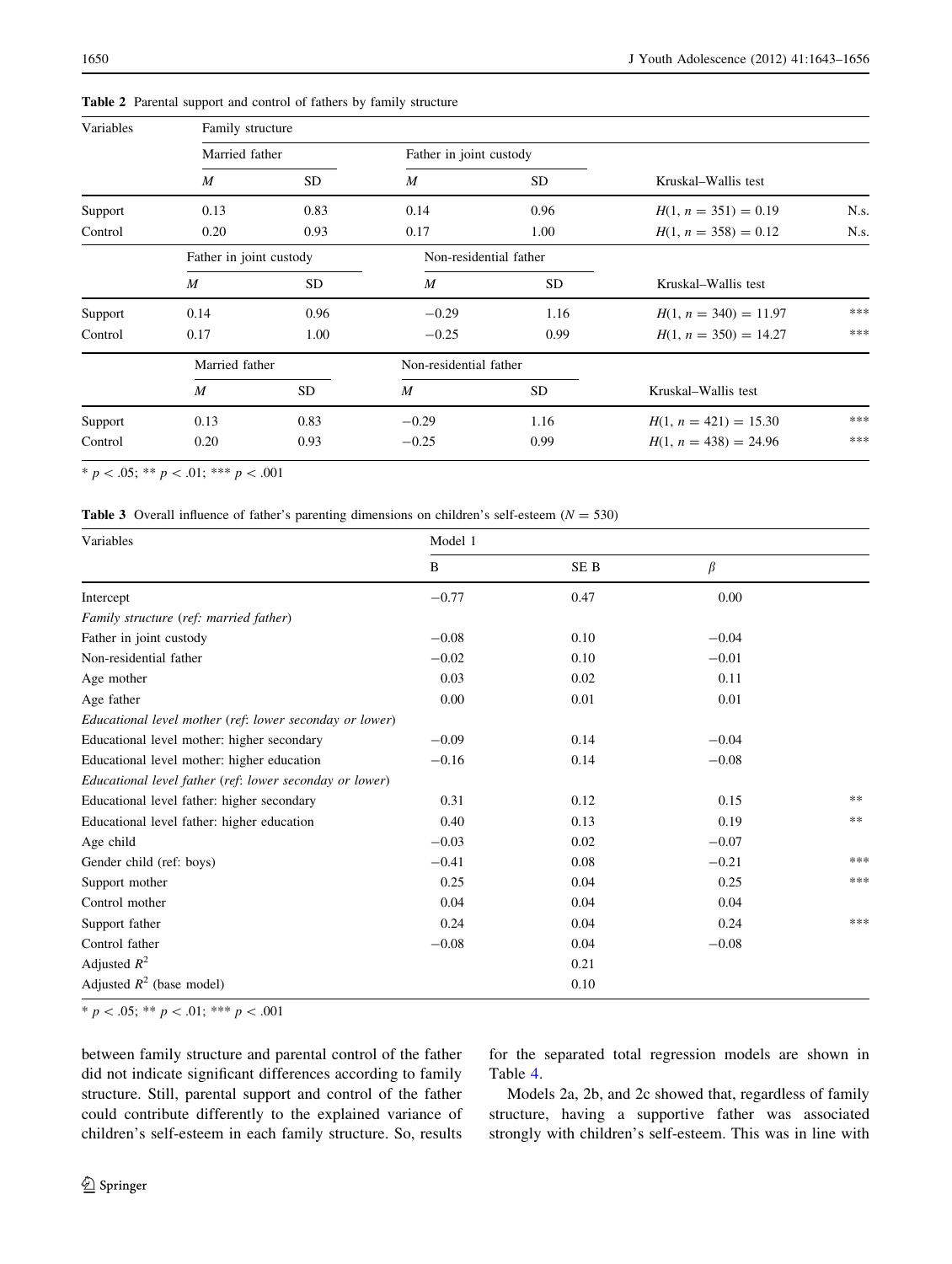**Table 2** Parental support and control of fathers by family structure

| Variables | Family structure | | | | | |
|---|---|---|---|---|---|---|
| | Married father | | Father in joint custody | | | |
| | *M* | SD | *M* | SD | Kruskal–Wallis test | |
| Support | 0.13 | 0.83 | 0.14 | 0.96 | $H(1, n = 351) = 0.19$ | N.s. |
| Control | 0.20 | 0.93 | 0.17 | 1.00 | $H(1, n = 358) = 0.12$ | N.s. |
| | Father in joint custody | | Non-residential father | | | |
| | *M* | SD | *M* | SD | Kruskal–Wallis test | |
| Support | 0.14 | 0.96 | −0.29 | 1.16 | $H(1, n = 340) = 11.97$ | *** |
| Control | 0.17 | 1.00 | −0.25 | 0.99 | $H(1, n = 350) = 14.27$ | *** |
| | Married father | | Non-residential father | | | |
| | *M* | SD | *M* | SD | Kruskal–Wallis test | |
| Support | 0.13 | 0.83 | −0.29 | 1.16 | $H(1, n = 421) = 15.30$ | *** |
| Control | 0.20 | 0.93 | −0.25 | 0.99 | $H(1, n = 438) = 24.96$ | *** |

* $p < .05$; ** $p < .01$; *** $p < .001$

**Table 3** Overall influence of father's parenting dimensions on children's self-esteem ($N = 530$)

| Variables | Model 1 | | | |
|---|---|---|---|---|
| | B | SE B | $\beta$ | |
| Intercept | −0.77 | 0.47 | 0.00 | |
| *Family structure (ref: married father)* | | | | |
| Father in joint custody | −0.08 | 0.10 | −0.04 | |
| Non-residential father | −0.02 | 0.10 | −0.01 | |
| Age mother | 0.03 | 0.02 | 0.11 | |
| Age father | 0.00 | 0.01 | 0.01 | |
| *Educational level mother (ref: lower seconday or lower)* | | | | |
| Educational level mother: higher secondary | −0.09 | 0.14 | −0.04 | |
| Educational level mother: higher education | −0.16 | 0.14 | −0.08 | |
| *Educational level father (ref: lower seconday or lower)* | | | | |
| Educational level father: higher secondary | 0.31 | 0.12 | 0.15 | ** |
| Educational level father: higher education | 0.40 | 0.13 | 0.19 | ** |
| Age child | −0.03 | 0.02 | −0.07 | |
| Gender child (ref: boys) | −0.41 | 0.08 | −0.21 | *** |
| Support mother | 0.25 | 0.04 | 0.25 | *** |
| Control mother | 0.04 | 0.04 | 0.04 | |
| Support father | 0.24 | 0.04 | 0.24 | *** |
| Control father | −0.08 | 0.04 | −0.08 | |
| Adjusted $R^2$ | | 0.21 | | |
| Adjusted $R^2$ (base model) | | 0.10 | | |

* $p < .05$; ** $p < .01$; *** $p < .001$

between family structure and parental control of the father did not indicate significant differences according to family structure. Still, parental support and control of the father could contribute differently to the explained variance of children's self-esteem in each family structure. So, results for the separated total regression models are shown in Table 4.

Models 2a, 2b, and 2c showed that, regardless of family structure, having a supportive father was associated strongly with children's self-esteem. This was in line with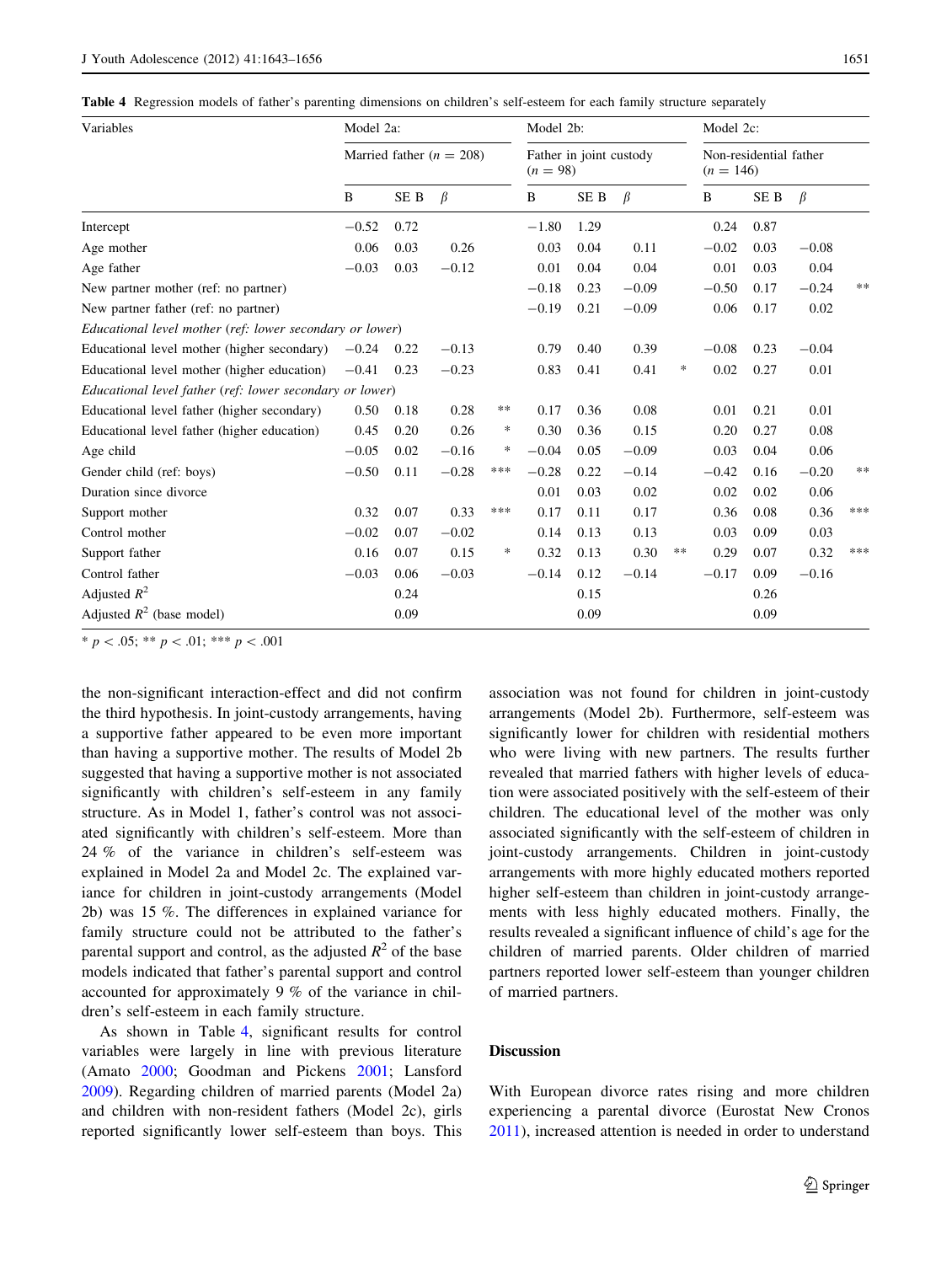Table 4 Regression models of father's parenting dimensions on children's self-esteem for each family structure separately

| Variables | Model 2a: | | | | Model 2b: | | | | Model 2c: | | | |
|---|---|---|---|---|---|---|---|---|---|---|---|---|
| | Married father ($n$ = 208) | | | | Father in joint custody ($n$ = 98) | | | | Non-residential father ($n$ = 146) | | | |
| | B | SE B | $\beta$ | | B | SE B | $\beta$ | | B | SE B | $\beta$ | |
| Intercept | −0.52 | 0.72 | | | −1.80 | 1.29 | | | 0.24 | 0.87 | | |
| Age mother | 0.06 | 0.03 | 0.26 | | 0.03 | 0.04 | 0.11 | | −0.02 | 0.03 | −0.08 | |
| Age father | −0.03 | 0.03 | −0.12 | | 0.01 | 0.04 | 0.04 | | 0.01 | 0.03 | 0.04 | |
| New partner mother (ref: no partner) | | | | | −0.18 | 0.23 | −0.09 | | −0.50 | 0.17 | −0.24 | ** |
| New partner father (ref: no partner) | | | | | −0.19 | 0.21 | −0.09 | | 0.06 | 0.17 | 0.02 | |
| *Educational level mother (ref: lower secondary or lower)* | | | | | | | | | | | | |
| Educational level mother (higher secondary) | −0.24 | 0.22 | −0.13 | | 0.79 | 0.40 | 0.39 | | −0.08 | 0.23 | −0.04 | |
| Educational level mother (higher education) | −0.41 | 0.23 | −0.23 | | 0.83 | 0.41 | 0.41 | * | 0.02 | 0.27 | 0.01 | |
| *Educational level father (ref: lower secondary or lower)* | | | | | | | | | | | | |
| Educational level father (higher secondary) | 0.50 | 0.18 | 0.28 | ** | 0.17 | 0.36 | 0.08 | | 0.01 | 0.21 | 0.01 | |
| Educational level father (higher education) | 0.45 | 0.20 | 0.26 | * | 0.30 | 0.36 | 0.15 | | 0.20 | 0.27 | 0.08 | |
| Age child | −0.05 | 0.02 | −0.16 | * | −0.04 | 0.05 | −0.09 | | 0.03 | 0.04 | 0.06 | |
| Gender child (ref: boys) | −0.50 | 0.11 | −0.28 | *** | −0.28 | 0.22 | −0.14 | | −0.42 | 0.16 | −0.20 | ** |
| Duration since divorce | | | | | 0.01 | 0.03 | 0.02 | | 0.02 | 0.02 | 0.06 | |
| Support mother | 0.32 | 0.07 | 0.33 | *** | 0.17 | 0.11 | 0.17 | | 0.36 | 0.08 | 0.36 | *** |
| Control mother | −0.02 | 0.07 | −0.02 | | 0.14 | 0.13 | 0.13 | | 0.03 | 0.09 | 0.03 | |
| Support father | 0.16 | 0.07 | 0.15 | * | 0.32 | 0.13 | 0.30 | ** | 0.29 | 0.07 | 0.32 | *** |
| Control father | −0.03 | 0.06 | −0.03 | | −0.14 | 0.12 | −0.14 | | −0.17 | 0.09 | −0.16 | |
| Adjusted $R^2$ | | 0.24 | | | | 0.15 | | | | 0.26 | | |
| Adjusted $R^2$ (base model) | | 0.09 | | | | 0.09 | | | | 0.09 | | |

* $p < .05$; ** $p < .01$; *** $p < .001$

the non-significant interaction-effect and did not confirm the third hypothesis. In joint-custody arrangements, having a supportive father appeared to be even more important than having a supportive mother. The results of Model 2b suggested that having a supportive mother is not associated significantly with children's self-esteem in any family structure. As in Model 1, father's control was not associated significantly with children's self-esteem. More than 24 % of the variance in children's self-esteem was explained in Model 2a and Model 2c. The explained variance for children in joint-custody arrangements (Model 2b) was 15 %. The differences in explained variance for family structure could not be attributed to the father's parental support and control, as the adjusted $R^2$ of the base models indicated that father's parental support and control accounted for approximately 9 % of the variance in children's self-esteem in each family structure.

As shown in Table 4, significant results for control variables were largely in line with previous literature (Amato 2000; Goodman and Pickens 2001; Lansford 2009). Regarding children of married parents (Model 2a) and children with non-resident fathers (Model 2c), girls reported significantly lower self-esteem than boys. This association was not found for children in joint-custody arrangements (Model 2b). Furthermore, self-esteem was significantly lower for children with residential mothers who were living with new partners. The results further revealed that married fathers with higher levels of education were associated positively with the self-esteem of their children. The educational level of the mother was only associated significantly with the self-esteem of children in joint-custody arrangements. Children in joint-custody arrangements with more highly educated mothers reported higher self-esteem than children in joint-custody arrangements with less highly educated mothers. Finally, the results revealed a significant influence of child's age for the children of married parents. Older children of married partners reported lower self-esteem than younger children of married partners.

## Discussion

With European divorce rates rising and more children experiencing a parental divorce (Eurostat New Cronos 2011), increased attention is needed in order to understand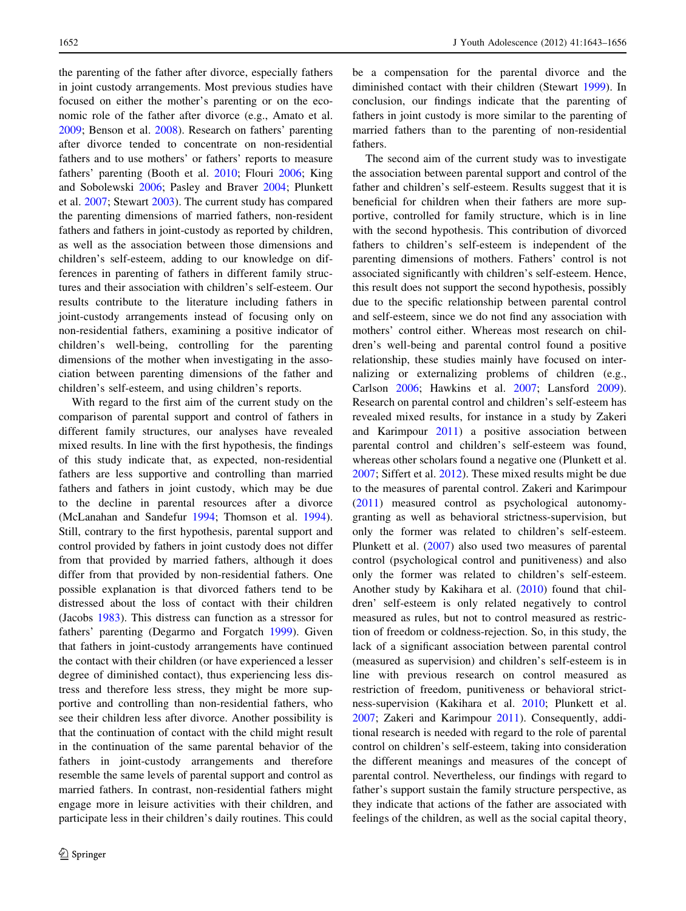the parenting of the father after divorce, especially fathers in joint custody arrangements. Most previous studies have focused on either the mother's parenting or on the economic role of the father after divorce (e.g., Amato et al. 2009; Benson et al. 2008). Research on fathers' parenting after divorce tended to concentrate on non-residential fathers and to use mothers' or fathers' reports to measure fathers' parenting (Booth et al. 2010; Flouri 2006; King and Sobolewski 2006; Pasley and Braver 2004; Plunkett et al. 2007; Stewart 2003). The current study has compared the parenting dimensions of married fathers, non-resident fathers and fathers in joint-custody as reported by children, as well as the association between those dimensions and children's self-esteem, adding to our knowledge on differences in parenting of fathers in different family structures and their association with children's self-esteem. Our results contribute to the literature including fathers in joint-custody arrangements instead of focusing only on non-residential fathers, examining a positive indicator of children's well-being, controlling for the parenting dimensions of the mother when investigating in the association between parenting dimensions of the father and children's self-esteem, and using children's reports.

With regard to the first aim of the current study on the comparison of parental support and control of fathers in different family structures, our analyses have revealed mixed results. In line with the first hypothesis, the findings of this study indicate that, as expected, non-residential fathers are less supportive and controlling than married fathers and fathers in joint custody, which may be due to the decline in parental resources after a divorce (McLanahan and Sandefur 1994; Thomson et al. 1994). Still, contrary to the first hypothesis, parental support and control provided by fathers in joint custody does not differ from that provided by married fathers, although it does differ from that provided by non-residential fathers. One possible explanation is that divorced fathers tend to be distressed about the loss of contact with their children (Jacobs 1983). This distress can function as a stressor for fathers' parenting (Degarmo and Forgatch 1999). Given that fathers in joint-custody arrangements have continued the contact with their children (or have experienced a lesser degree of diminished contact), thus experiencing less distress and therefore less stress, they might be more supportive and controlling than non-residential fathers, who see their children less after divorce. Another possibility is that the continuation of contact with the child might result in the continuation of the same parental behavior of the fathers in joint-custody arrangements and therefore resemble the same levels of parental support and control as married fathers. In contrast, non-residential fathers might engage more in leisure activities with their children, and participate less in their children's daily routines. This could be a compensation for the parental divorce and the diminished contact with their children (Stewart 1999). In conclusion, our findings indicate that the parenting of fathers in joint custody is more similar to the parenting of married fathers than to the parenting of non-residential fathers.

The second aim of the current study was to investigate the association between parental support and control of the father and children's self-esteem. Results suggest that it is beneficial for children when their fathers are more supportive, controlled for family structure, which is in line with the second hypothesis. This contribution of divorced fathers to children's self-esteem is independent of the parenting dimensions of mothers. Fathers' control is not associated significantly with children's self-esteem. Hence, this result does not support the second hypothesis, possibly due to the specific relationship between parental control and self-esteem, since we do not find any association with mothers' control either. Whereas most research on children's well-being and parental control found a positive relationship, these studies mainly have focused on internalizing or externalizing problems of children (e.g., Carlson 2006; Hawkins et al. 2007; Lansford 2009). Research on parental control and children's self-esteem has revealed mixed results, for instance in a study by Zakeri and Karimpour 2011) a positive association between parental control and children's self-esteem was found, whereas other scholars found a negative one (Plunkett et al. 2007; Siffert et al. 2012). These mixed results might be due to the measures of parental control. Zakeri and Karimpour (2011) measured control as psychological autonomy-granting as well as behavioral strictness-supervision, but only the former was related to children's self-esteem. Plunkett et al. (2007) also used two measures of parental control (psychological control and punitiveness) and also only the former was related to children's self-esteem. Another study by Kakihara et al. (2010) found that children' self-esteem is only related negatively to control measured as rules, but not to control measured as restriction of freedom or coldness-rejection. So, in this study, the lack of a significant association between parental control (measured as supervision) and children's self-esteem is in line with previous research on control measured as restriction of freedom, punitiveness or behavioral strictness-supervision (Kakihara et al. 2010; Plunkett et al. 2007; Zakeri and Karimpour 2011). Consequently, additional research is needed with regard to the role of parental control on children's self-esteem, taking into consideration the different meanings and measures of the concept of parental control. Nevertheless, our findings with regard to father's support sustain the family structure perspective, as they indicate that actions of the father are associated with feelings of the children, as well as the social capital theory,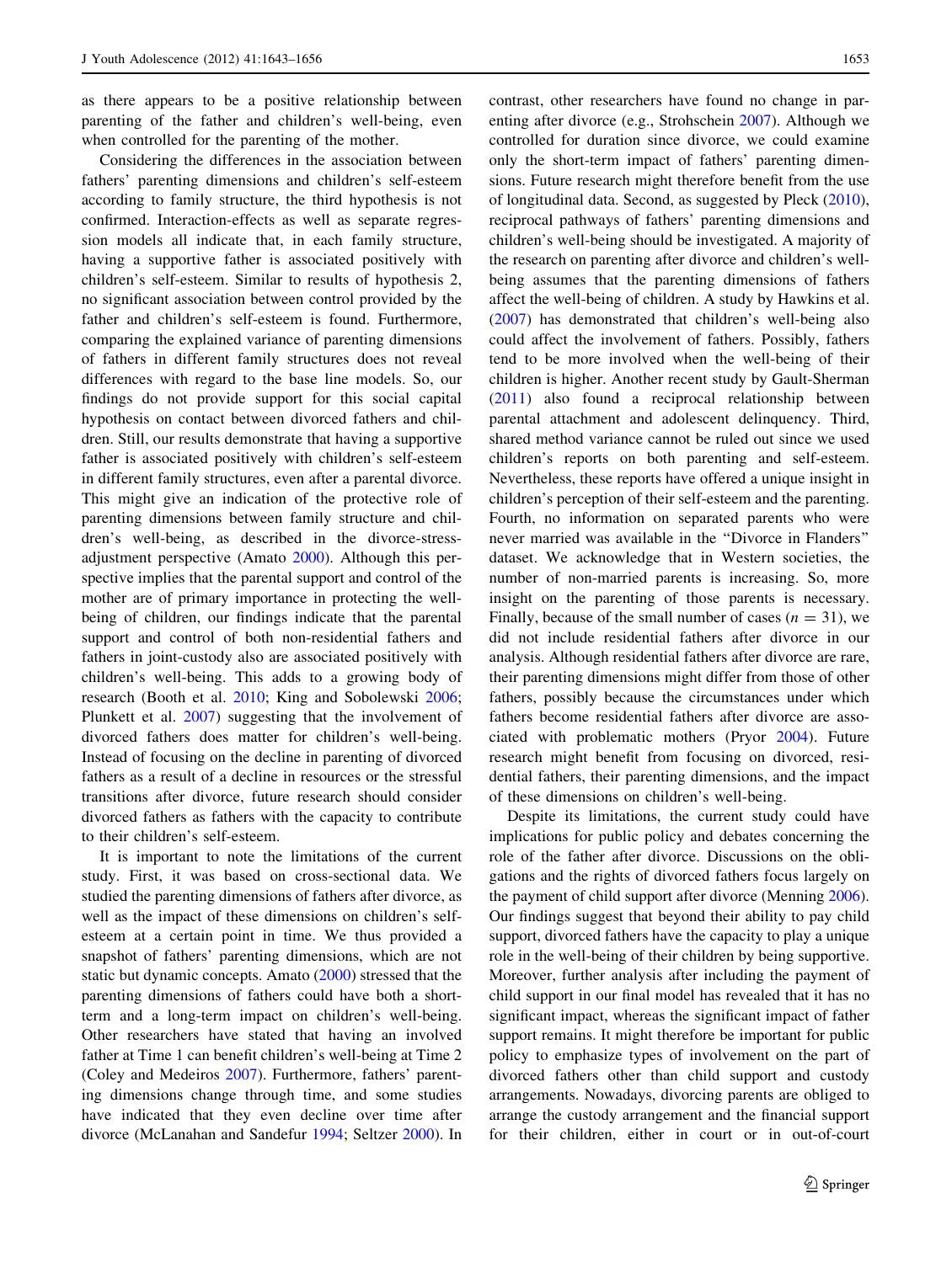as there appears to be a positive relationship between parenting of the father and children's well-being, even when controlled for the parenting of the mother.

Considering the differences in the association between fathers' parenting dimensions and children's self-esteem according to family structure, the third hypothesis is not confirmed. Interaction-effects as well as separate regression models all indicate that, in each family structure, having a supportive father is associated positively with children's self-esteem. Similar to results of hypothesis 2, no significant association between control provided by the father and children's self-esteem is found. Furthermore, comparing the explained variance of parenting dimensions of fathers in different family structures does not reveal differences with regard to the base line models. So, our findings do not provide support for this social capital hypothesis on contact between divorced fathers and children. Still, our results demonstrate that having a supportive father is associated positively with children's self-esteem in different family structures, even after a parental divorce. This might give an indication of the protective role of parenting dimensions between family structure and children's well-being, as described in the divorce-stress-adjustment perspective (Amato 2000). Although this perspective implies that the parental support and control of the mother are of primary importance in protecting the well-being of children, our findings indicate that the parental support and control of both non-residential fathers and fathers in joint-custody also are associated positively with children's well-being. This adds to a growing body of research (Booth et al. 2010; King and Sobolewski 2006; Plunkett et al. 2007) suggesting that the involvement of divorced fathers does matter for children's well-being. Instead of focusing on the decline in parenting of divorced fathers as a result of a decline in resources or the stressful transitions after divorce, future research should consider divorced fathers as fathers with the capacity to contribute to their children's self-esteem.

It is important to note the limitations of the current study. First, it was based on cross-sectional data. We studied the parenting dimensions of fathers after divorce, as well as the impact of these dimensions on children's self-esteem at a certain point in time. We thus provided a snapshot of fathers' parenting dimensions, which are not static but dynamic concepts. Amato (2000) stressed that the parenting dimensions of fathers could have both a short-term and a long-term impact on children's well-being. Other researchers have stated that having an involved father at Time 1 can benefit children's well-being at Time 2 (Coley and Medeiros 2007). Furthermore, fathers' parenting dimensions change through time, and some studies have indicated that they even decline over time after divorce (McLanahan and Sandefur 1994; Seltzer 2000). In contrast, other researchers have found no change in parenting after divorce (e.g., Strohschein 2007). Although we controlled for duration since divorce, we could examine only the short-term impact of fathers' parenting dimensions. Future research might therefore benefit from the use of longitudinal data. Second, as suggested by Pleck (2010), reciprocal pathways of fathers' parenting dimensions and children's well-being should be investigated. A majority of the research on parenting after divorce and children's well-being assumes that the parenting dimensions of fathers affect the well-being of children. A study by Hawkins et al. (2007) has demonstrated that children's well-being also could affect the involvement of fathers. Possibly, fathers tend to be more involved when the well-being of their children is higher. Another recent study by Gault-Sherman (2011) also found a reciprocal relationship between parental attachment and adolescent delinquency. Third, shared method variance cannot be ruled out since we used children's reports on both parenting and self-esteem. Nevertheless, these reports have offered a unique insight in children's perception of their self-esteem and the parenting. Fourth, no information on separated parents who were never married was available in the "Divorce in Flanders" dataset. We acknowledge that in Western societies, the number of non-married parents is increasing. So, more insight on the parenting of those parents is necessary. Finally, because of the small number of cases ($n = 31$), we did not include residential fathers after divorce in our analysis. Although residential fathers after divorce are rare, their parenting dimensions might differ from those of other fathers, possibly because the circumstances under which fathers become residential fathers after divorce are associated with problematic mothers (Pryor 2004). Future research might benefit from focusing on divorced, residential fathers, their parenting dimensions, and the impact of these dimensions on children's well-being.

Despite its limitations, the current study could have implications for public policy and debates concerning the role of the father after divorce. Discussions on the obligations and the rights of divorced fathers focus largely on the payment of child support after divorce (Menning 2006). Our findings suggest that beyond their ability to pay child support, divorced fathers have the capacity to play a unique role in the well-being of their children by being supportive. Moreover, further analysis after including the payment of child support in our final model has revealed that it has no significant impact, whereas the significant impact of father support remains. It might therefore be important for public policy to emphasize types of involvement on the part of divorced fathers other than child support and custody arrangements. Nowadays, divorcing parents are obliged to arrange the custody arrangement and the financial support for their children, either in court or in out-of-court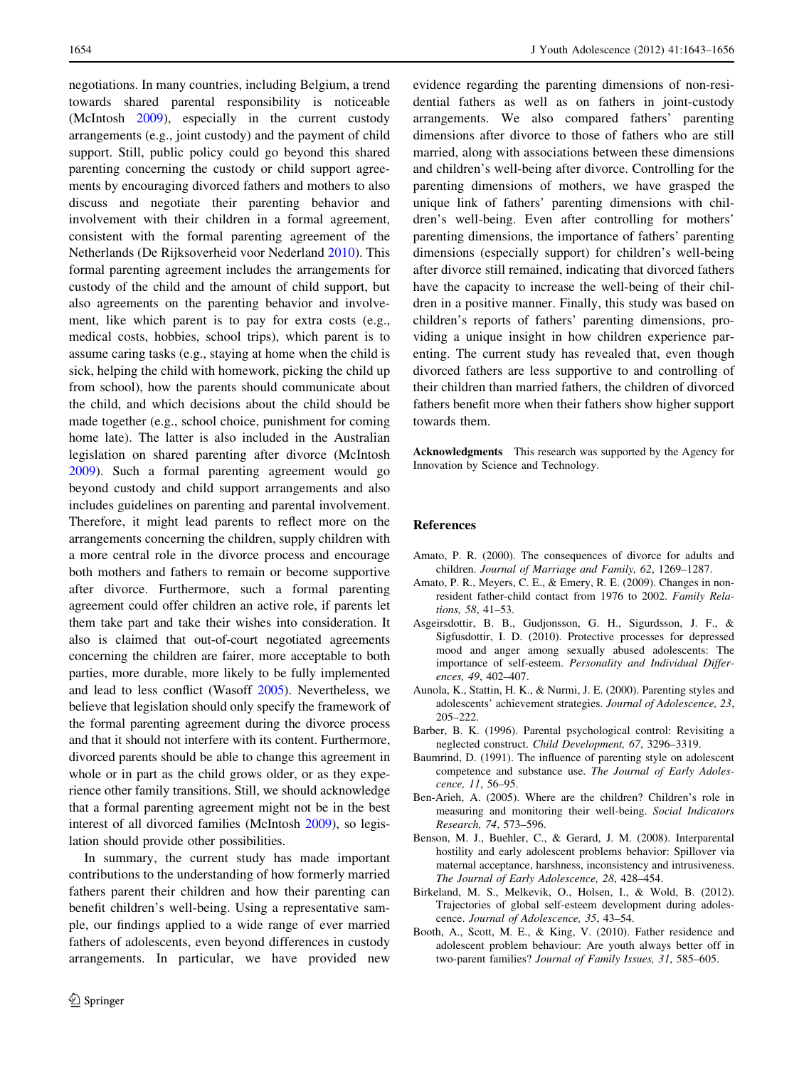negotiations. In many countries, including Belgium, a trend towards shared parental responsibility is noticeable (McIntosh 2009), especially in the current custody arrangements (e.g., joint custody) and the payment of child support. Still, public policy could go beyond this shared parenting concerning the custody or child support agreements by encouraging divorced fathers and mothers to also discuss and negotiate their parenting behavior and involvement with their children in a formal agreement, consistent with the formal parenting agreement of the Netherlands (De Rijksoverheid voor Nederland 2010). This formal parenting agreement includes the arrangements for custody of the child and the amount of child support, but also agreements on the parenting behavior and involvement, like which parent is to pay for extra costs (e.g., medical costs, hobbies, school trips), which parent is to assume caring tasks (e.g., staying at home when the child is sick, helping the child with homework, picking the child up from school), how the parents should communicate about the child, and which decisions about the child should be made together (e.g., school choice, punishment for coming home late). The latter is also included in the Australian legislation on shared parenting after divorce (McIntosh 2009). Such a formal parenting agreement would go beyond custody and child support arrangements and also includes guidelines on parenting and parental involvement. Therefore, it might lead parents to reflect more on the arrangements concerning the children, supply children with a more central role in the divorce process and encourage both mothers and fathers to remain or become supportive after divorce. Furthermore, such a formal parenting agreement could offer children an active role, if parents let them take part and take their wishes into consideration. It also is claimed that out-of-court negotiated agreements concerning the children are fairer, more acceptable to both parties, more durable, more likely to be fully implemented and lead to less conflict (Wasoff 2005). Nevertheless, we believe that legislation should only specify the framework of the formal parenting agreement during the divorce process and that it should not interfere with its content. Furthermore, divorced parents should be able to change this agreement in whole or in part as the child grows older, or as they experience other family transitions. Still, we should acknowledge that a formal parenting agreement might not be in the best interest of all divorced families (McIntosh 2009), so legislation should provide other possibilities.

In summary, the current study has made important contributions to the understanding of how formerly married fathers parent their children and how their parenting can benefit children's well-being. Using a representative sample, our findings applied to a wide range of ever married fathers of adolescents, even beyond differences in custody arrangements. In particular, we have provided new evidence regarding the parenting dimensions of non-residential fathers as well as on fathers in joint-custody arrangements. We also compared fathers' parenting dimensions after divorce to those of fathers who are still married, along with associations between these dimensions and children's well-being after divorce. Controlling for the parenting dimensions of mothers, we have grasped the unique link of fathers' parenting dimensions with children's well-being. Even after controlling for mothers' parenting dimensions, the importance of fathers' parenting dimensions (especially support) for children's well-being after divorce still remained, indicating that divorced fathers have the capacity to increase the well-being of their children in a positive manner. Finally, this study was based on children's reports of fathers' parenting dimensions, providing a unique insight in how children experience parenting. The current study has revealed that, even though divorced fathers are less supportive to and controlling of their children than married fathers, the children of divorced fathers benefit more when their fathers show higher support towards them.

**Acknowledgments** This research was supported by the Agency for Innovation by Science and Technology.

## References

Amato, P. R. (2000). The consequences of divorce for adults and children. *Journal of Marriage and Family, 62*, 1269–1287.

Amato, P. R., Meyers, C. E., & Emery, R. E. (2009). Changes in nonresident father-child contact from 1976 to 2002. *Family Relations, 58*, 41–53.

Asgeirsdottir, B. B., Gudjonsson, G. H., Sigurdsson, J. F., & Sigfusdottir, I. D. (2010). Protective processes for depressed mood and anger among sexually abused adolescents: The importance of self-esteem. *Personality and Individual Differences, 49*, 402–407.

Aunola, K., Stattin, H. K., & Nurmi, J. E. (2000). Parenting styles and adolescents' achievement strategies. *Journal of Adolescence, 23*, 205–222.

Barber, B. K. (1996). Parental psychological control: Revisiting a neglected construct. *Child Development, 67*, 3296–3319.

Baumrind, D. (1991). The influence of parenting style on adolescent competence and substance use. *The Journal of Early Adolescence, 11*, 56–95.

Ben-Arieh, A. (2005). Where are the children? Children's role in measuring and monitoring their well-being. *Social Indicators Research, 74*, 573–596.

Benson, M. J., Buehler, C., & Gerard, J. M. (2008). Interparental hostility and early adolescent problems behavior: Spillover via maternal acceptance, harshness, inconsistency and intrusiveness. *The Journal of Early Adolescence, 28*, 428–454.

Birkeland, M. S., Melkevik, O., Holsen, I., & Wold, B. (2012). Trajectories of global self-esteem development during adolescence. *Journal of Adolescence, 35*, 43–54.

Booth, A., Scott, M. E., & King, V. (2010). Father residence and adolescent problem behaviour: Are youth always better off in two-parent families? *Journal of Family Issues, 31*, 585–605.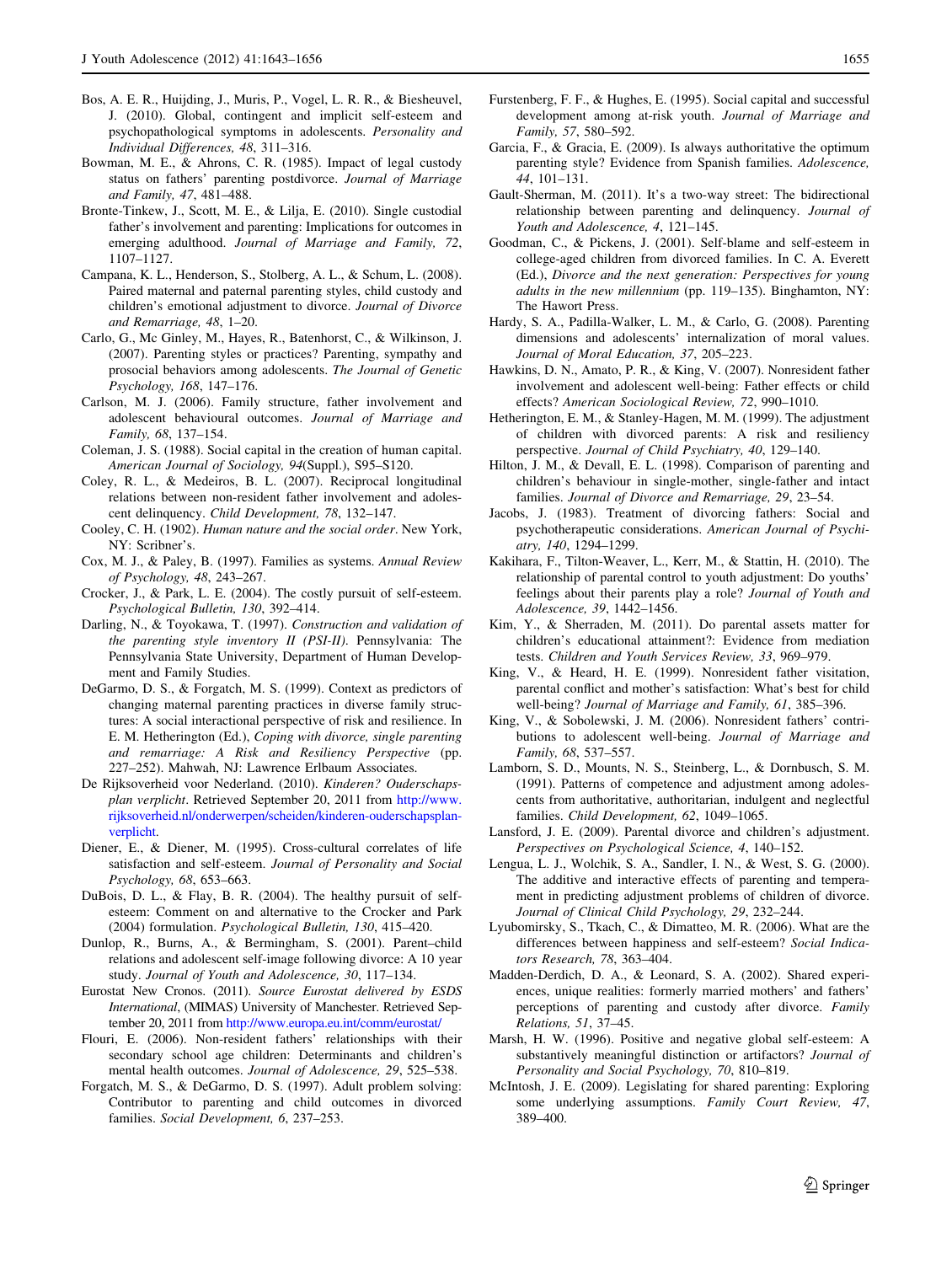Bos, A. E. R., Huijding, J., Muris, P., Vogel, L. R. R., & Biesheuvel, J. (2010). Global, contingent and implicit self-esteem and psychopathological symptoms in adolescents. *Personality and Individual Differences, 48*, 311–316.

Bowman, M. E., & Ahrons, C. R. (1985). Impact of legal custody status on fathers' parenting postdivorce. *Journal of Marriage and Family, 47*, 481–488.

Bronte-Tinkew, J., Scott, M. E., & Lilja, E. (2010). Single custodial father's involvement and parenting: Implications for outcomes in emerging adulthood. *Journal of Marriage and Family, 72*, 1107–1127.

Campana, K. L., Henderson, S., Stolberg, A. L., & Schum, L. (2008). Paired maternal and paternal parenting styles, child custody and children's emotional adjustment to divorce. *Journal of Divorce and Remarriage, 48*, 1–20.

Carlo, G., Mc Ginley, M., Hayes, R., Batenhorst, C., & Wilkinson, J. (2007). Parenting styles or practices? Parenting, sympathy and prosocial behaviors among adolescents. *The Journal of Genetic Psychology, 168*, 147–176.

Carlson, M. J. (2006). Family structure, father involvement and adolescent behavioural outcomes. *Journal of Marriage and Family, 68*, 137–154.

Coleman, J. S. (1988). Social capital in the creation of human capital. *American Journal of Sociology, 94*(Suppl.), S95–S120.

Coley, R. L., & Medeiros, B. L. (2007). Reciprocal longitudinal relations between non-resident father involvement and adolescent delinquency. *Child Development, 78*, 132–147.

Cooley, C. H. (1902). *Human nature and the social order*. New York, NY: Scribner's.

Cox, M. J., & Paley, B. (1997). Families as systems. *Annual Review of Psychology, 48*, 243–267.

Crocker, J., & Park, L. E. (2004). The costly pursuit of self-esteem. *Psychological Bulletin, 130*, 392–414.

Darling, N., & Toyokawa, T. (1997). *Construction and validation of the parenting style inventory II (PSI-II)*. Pennsylvania: The Pennsylvania State University, Department of Human Development and Family Studies.

DeGarmo, D. S., & Forgatch, M. S. (1999). Context as predictors of changing maternal parenting practices in diverse family structures: A social interactional perspective of risk and resilience. In E. M. Hetherington (Ed.), *Coping with divorce, single parenting and remarriage: A Risk and Resiliency Perspective* (pp. 227–252). Mahwah, NJ: Lawrence Erlbaum Associates.

De Rijksoverheid voor Nederland. (2010). *Kinderen? Ouderschapsplan verplicht*. Retrieved September 20, 2011 from http://www.rijksoverheid.nl/onderwerpen/scheiden/kinderen-ouderschapsplan-verplicht.

Diener, E., & Diener, M. (1995). Cross-cultural correlates of life satisfaction and self-esteem. *Journal of Personality and Social Psychology, 68*, 653–663.

DuBois, D. L., & Flay, B. R. (2004). The healthy pursuit of self-esteem: Comment on and alternative to the Crocker and Park (2004) formulation. *Psychological Bulletin, 130*, 415–420.

Dunlop, R., Burns, A., & Bermingham, S. (2001). Parent–child relations and adolescent self-image following divorce: A 10 year study. *Journal of Youth and Adolescence, 30*, 117–134.

Eurostat New Cronos. (2011). *Source Eurostat delivered by ESDS International*, (MIMAS) University of Manchester. Retrieved September 20, 2011 from http://www.europa.eu.int/comm/eurostat/

Flouri, E. (2006). Non-resident fathers' relationships with their secondary school age children: Determinants and children's mental health outcomes. *Journal of Adolescence, 29*, 525–538.

Forgatch, M. S., & DeGarmo, D. S. (1997). Adult problem solving: Contributor to parenting and child outcomes in divorced families. *Social Development, 6*, 237–253.

Furstenberg, F. F., & Hughes, E. (1995). Social capital and successful development among at-risk youth. *Journal of Marriage and Family, 57*, 580–592.

Garcia, F., & Gracia, E. (2009). Is always authoritative the optimum parenting style? Evidence from Spanish families. *Adolescence, 44*, 101–131.

Gault-Sherman, M. (2011). It's a two-way street: The bidirectional relationship between parenting and delinquency. *Journal of Youth and Adolescence, 4*, 121–145.

Goodman, C., & Pickens, J. (2001). Self-blame and self-esteem in college-aged children from divorced families. In C. A. Everett (Ed.), *Divorce and the next generation: Perspectives for young adults in the new millennium* (pp. 119–135). Binghamton, NY: The Hawort Press.

Hardy, S. A., Padilla-Walker, L. M., & Carlo, G. (2008). Parenting dimensions and adolescents' internalization of moral values. *Journal of Moral Education, 37*, 205–223.

Hawkins, D. N., Amato, P. R., & King, V. (2007). Nonresident father involvement and adolescent well-being: Father effects or child effects? *American Sociological Review, 72*, 990–1010.

Hetherington, E. M., & Stanley-Hagen, M. M. (1999). The adjustment of children with divorced parents: A risk and resiliency perspective. *Journal of Child Psychiatry, 40*, 129–140.

Hilton, J. M., & Devall, E. L. (1998). Comparison of parenting and children's behaviour in single-mother, single-father and intact families. *Journal of Divorce and Remarriage, 29*, 23–54.

Jacobs, J. (1983). Treatment of divorcing fathers: Social and psychotherapeutic considerations. *American Journal of Psychiatry, 140*, 1294–1299.

Kakihara, F., Tilton-Weaver, L., Kerr, M., & Stattin, H. (2010). The relationship of parental control to youth adjustment: Do youths' feelings about their parents play a role? *Journal of Youth and Adolescence, 39*, 1442–1456.

Kim, Y., & Sherraden, M. (2011). Do parental assets matter for children's educational attainment?: Evidence from mediation tests. *Children and Youth Services Review, 33*, 969–979.

King, V., & Heard, H. E. (1999). Nonresident father visitation, parental conflict and mother's satisfaction: What's best for child well-being? *Journal of Marriage and Family, 61*, 385–396.

King, V., & Sobolewski, J. M. (2006). Nonresident fathers' contributions to adolescent well-being. *Journal of Marriage and Family, 68*, 537–557.

Lamborn, S. D., Mounts, N. S., Steinberg, L., & Dornbusch, S. M. (1991). Patterns of competence and adjustment among adolescents from authoritative, authoritarian, indulgent and neglectful families. *Child Development, 62*, 1049–1065.

Lansford, J. E. (2009). Parental divorce and children's adjustment. *Perspectives on Psychological Science, 4*, 140–152.

Lengua, L. J., Wolchik, S. A., Sandler, I. N., & West, S. G. (2000). The additive and interactive effects of parenting and temperament in predicting adjustment problems of children of divorce. *Journal of Clinical Child Psychology, 29*, 232–244.

Lyubomirsky, S., Tkach, C., & Dimatteo, M. R. (2006). What are the differences between happiness and self-esteem? *Social Indicators Research, 78*, 363–404.

Madden-Derdich, D. A., & Leonard, S. A. (2002). Shared experiences, unique realities: formerly married mothers' and fathers' perceptions of parenting and custody after divorce. *Family Relations, 51*, 37–45.

Marsh, H. W. (1996). Positive and negative global self-esteem: A substantively meaningful distinction or artifactors? *Journal of Personality and Social Psychology, 70*, 810–819.

McIntosh, J. E. (2009). Legislating for shared parenting: Exploring some underlying assumptions. *Family Court Review, 47*, 389–400.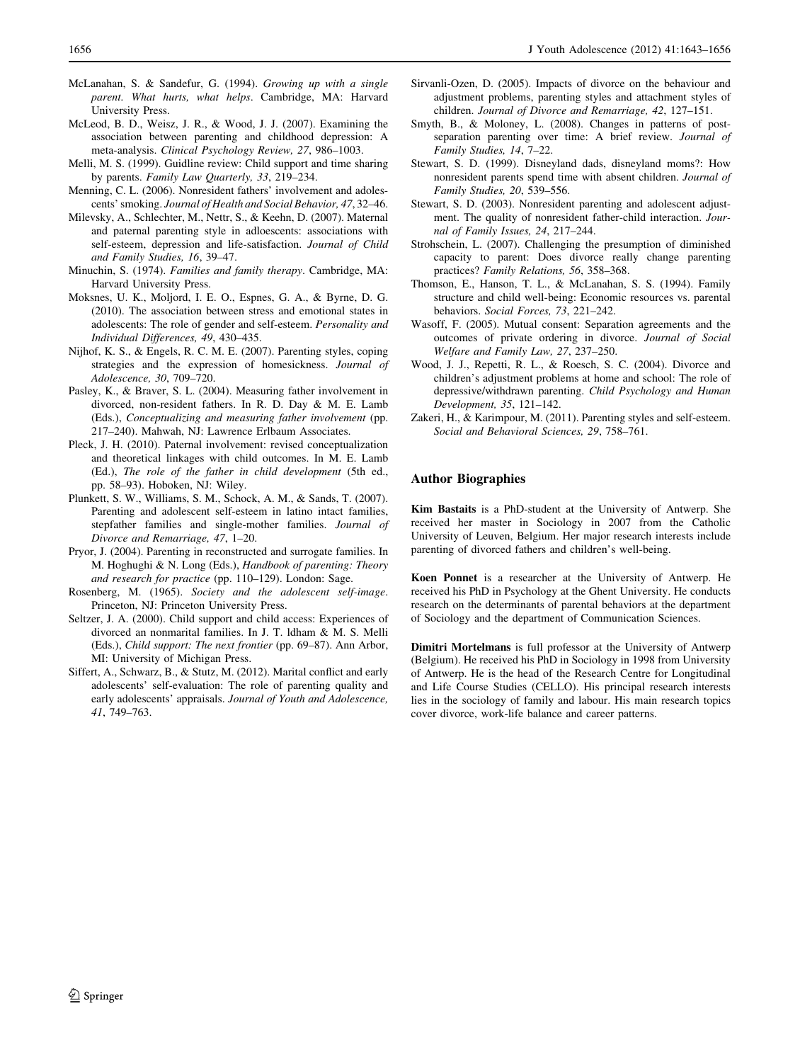McLanahan, S. & Sandefur, G. (1994). *Growing up with a single parent. What hurts, what helps*. Cambridge, MA: Harvard University Press.

McLeod, B. D., Weisz, J. R., & Wood, J. J. (2007). Examining the association between parenting and childhood depression: A meta-analysis. *Clinical Psychology Review, 27*, 986–1003.

Melli, M. S. (1999). Guidline review: Child support and time sharing by parents. *Family Law Quarterly, 33*, 219–234.

Menning, C. L. (2006). Nonresident fathers' involvement and adolescents' smoking. *Journal of Health and Social Behavior, 47*, 32–46.

Milevsky, A., Schlechter, M., Nettr, S., & Keehn, D. (2007). Maternal and paternal parenting style in adloescents: associations with self-esteem, depression and life-satisfaction. *Journal of Child and Family Studies, 16*, 39–47.

Minuchin, S. (1974). *Families and family therapy*. Cambridge, MA: Harvard University Press.

Moksnes, U. K., Moljord, I. E. O., Espnes, G. A., & Byrne, D. G. (2010). The association between stress and emotional states in adolescents: The role of gender and self-esteem. *Personality and Individual Differences, 49*, 430–435.

Nijhof, K. S., & Engels, R. C. M. E. (2007). Parenting styles, coping strategies and the expression of homesickness. *Journal of Adolescence, 30*, 709–720.

Pasley, K., & Braver, S. L. (2004). Measuring father involvement in divorced, non-resident fathers. In R. D. Day & M. E. Lamb (Eds.), *Conceptualizing and measuring father involvement* (pp. 217–240). Mahwah, NJ: Lawrence Erlbaum Associates.

Pleck, J. H. (2010). Paternal involvement: revised conceptualization and theoretical linkages with child outcomes. In M. E. Lamb (Ed.), *The role of the father in child development* (5th ed., pp. 58–93). Hoboken, NJ: Wiley.

Plunkett, S. W., Williams, S. M., Schock, A. M., & Sands, T. (2007). Parenting and adolescent self-esteem in latino intact families, stepfather families and single-mother families. *Journal of Divorce and Remarriage, 47*, 1–20.

Pryor, J. (2004). Parenting in reconstructed and surrogate families. In M. Hoghughi & N. Long (Eds.), *Handbook of parenting: Theory and research for practice* (pp. 110–129). London: Sage.

Rosenberg, M. (1965). *Society and the adolescent self-image*. Princeton, NJ: Princeton University Press.

Seltzer, J. A. (2000). Child support and child access: Experiences of divorced an nonmarital families. In J. T. ldham & M. S. Melli (Eds.), *Child support: The next frontier* (pp. 69–87). Ann Arbor, MI: University of Michigan Press.

Siffert, A., Schwarz, B., & Stutz, M. (2012). Marital conflict and early adolescents' self-evaluation: The role of parenting quality and early adolescents' appraisals. *Journal of Youth and Adolescence, 41*, 749–763.

Sirvanli-Ozen, D. (2005). Impacts of divorce on the behaviour and adjustment problems, parenting styles and attachment styles of children. *Journal of Divorce and Remarriage, 42*, 127–151.

Smyth, B., & Moloney, L. (2008). Changes in patterns of post-separation parenting over time: A brief review. *Journal of Family Studies, 14*, 7–22.

Stewart, S. D. (1999). Disneyland dads, disneyland moms?: How nonresident parents spend time with absent children. *Journal of Family Studies, 20*, 539–556.

Stewart, S. D. (2003). Nonresident parenting and adolescent adjustment. The quality of nonresident father-child interaction. *Journal of Family Issues, 24*, 217–244.

Strohschein, L. (2007). Challenging the presumption of diminished capacity to parent: Does divorce really change parenting practices? *Family Relations, 56*, 358–368.

Thomson, E., Hanson, T. L., & McLanahan, S. S. (1994). Family structure and child well-being: Economic resources vs. parental behaviors. *Social Forces, 73*, 221–242.

Wasoff, F. (2005). Mutual consent: Separation agreements and the outcomes of private ordering in divorce. *Journal of Social Welfare and Family Law, 27*, 237–250.

Wood, J. J., Repetti, R. L., & Roesch, S. C. (2004). Divorce and children's adjustment problems at home and school: The role of depressive/withdrawn parenting. *Child Psychology and Human Development, 35*, 121–142.

Zakeri, H., & Karimpour, M. (2011). Parenting styles and self-esteem. *Social and Behavioral Sciences, 29*, 758–761.

## Author Biographies

**Kim Bastaits** is a PhD-student at the University of Antwerp. She received her master in Sociology in 2007 from the Catholic University of Leuven, Belgium. Her major research interests include parenting of divorced fathers and children's well-being.

**Koen Ponnet** is a researcher at the University of Antwerp. He received his PhD in Psychology at the Ghent University. He conducts research on the determinants of parental behaviors at the department of Sociology and the department of Communication Sciences.

**Dimitri Mortelmans** is full professor at the University of Antwerp (Belgium). He received his PhD in Sociology in 1998 from University of Antwerp. He is the head of the Research Centre for Longitudinal and Life Course Studies (CELLO). His principal research interests lies in the sociology of family and labour. His main research topics cover divorce, work-life balance and career patterns.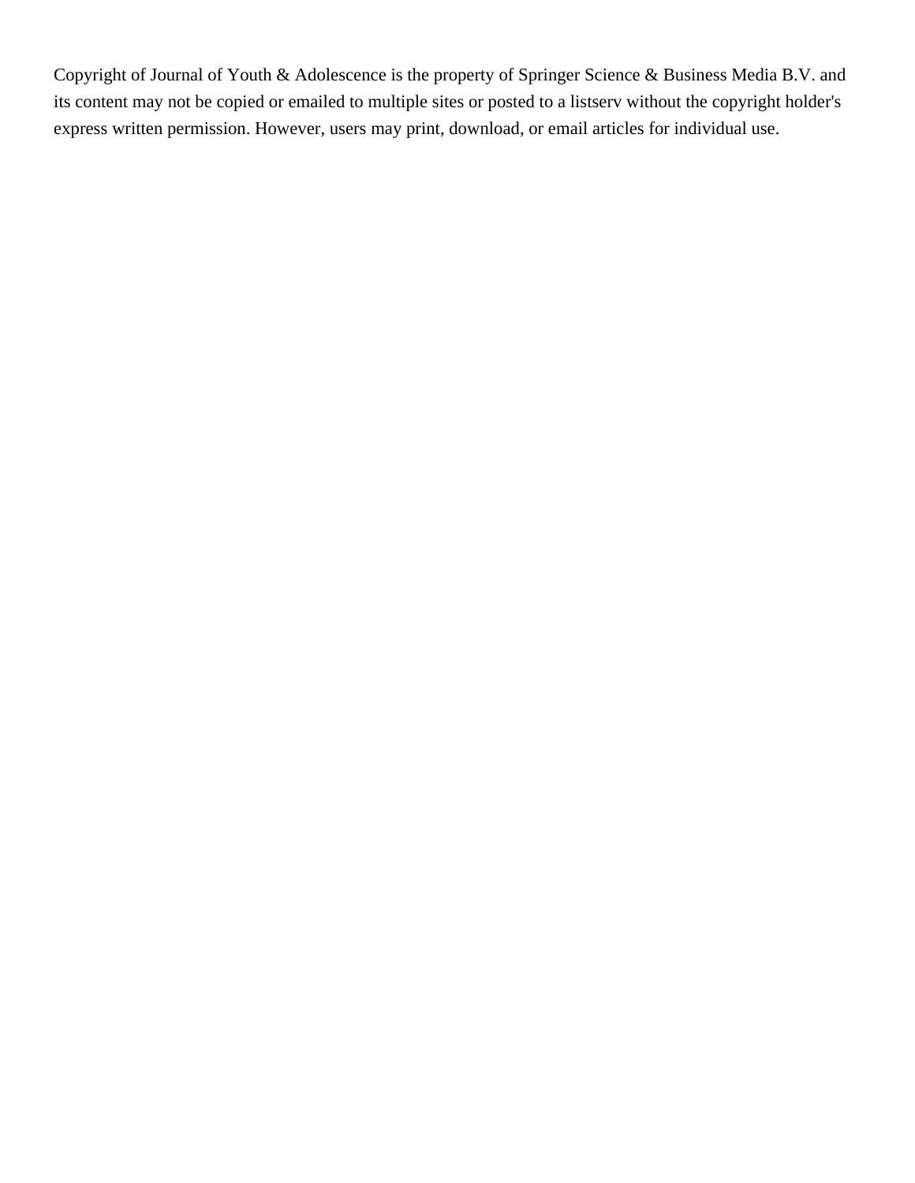Copyright of Journal of Youth & Adolescence is the property of Springer Science & Business Media B.V. and its content may not be copied or emailed to multiple sites or posted to a listserv without the copyright holder's express written permission. However, users may print, download, or email articles for individual use.